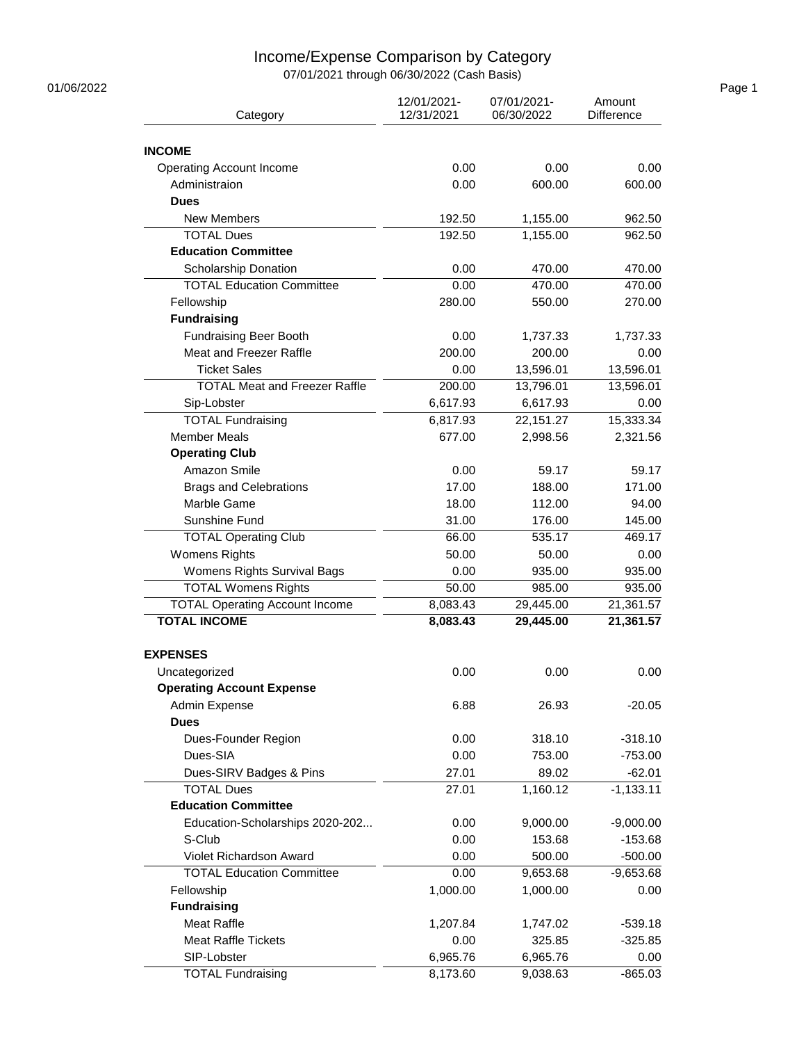# Income/Expense Comparison by Category

07/01/2021 through 06/30/2022 (Cash Basis)

01/06/2022

| Category | 12/01/2021-12/31/2021 | 07/01/2021-06/30/2022 | Amount Difference |
|---|---|---|---|
| **INCOME** | | | |
| Operating Account Income | 0.00 | 0.00 | 0.00 |
| Administraion | 0.00 | 600.00 | 600.00 |
| **Dues** | | | |
| New Members | 192.50 | 1,155.00 | 962.50 |
| TOTAL Dues | 192.50 | 1,155.00 | 962.50 |
| **Education Committee** | | | |
| Scholarship Donation | 0.00 | 470.00 | 470.00 |
| TOTAL Education Committee | 0.00 | 470.00 | 470.00 |
| Fellowship | 280.00 | 550.00 | 270.00 |
| **Fundraising** | | | |
| Fundraising Beer Booth | 0.00 | 1,737.33 | 1,737.33 |
| Meat and Freezer Raffle | 200.00 | 200.00 | 0.00 |
| Ticket Sales | 0.00 | 13,596.01 | 13,596.01 |
| TOTAL Meat and Freezer Raffle | 200.00 | 13,796.01 | 13,596.01 |
| Sip-Lobster | 6,617.93 | 6,617.93 | 0.00 |
| TOTAL Fundraising | 6,817.93 | 22,151.27 | 15,333.34 |
| Member Meals | 677.00 | 2,998.56 | 2,321.56 |
| **Operating Club** | | | |
| Amazon Smile | 0.00 | 59.17 | 59.17 |
| Brags and Celebrations | 17.00 | 188.00 | 171.00 |
| Marble Game | 18.00 | 112.00 | 94.00 |
| Sunshine Fund | 31.00 | 176.00 | 145.00 |
| TOTAL Operating Club | 66.00 | 535.17 | 469.17 |
| Womens Rights | 50.00 | 50.00 | 0.00 |
| Womens Rights Survival Bags | 0.00 | 935.00 | 935.00 |
| TOTAL Womens Rights | 50.00 | 985.00 | 935.00 |
| TOTAL Operating Account Income | 8,083.43 | 29,445.00 | 21,361.57 |
| **TOTAL INCOME** | **8,083.43** | **29,445.00** | **21,361.57** |
| **EXPENSES** | | | |
| Uncategorized | 0.00 | 0.00 | 0.00 |
| **Operating Account Expense** | | | |
| Admin Expense | 6.88 | 26.93 | -20.05 |
| **Dues** | | | |
| Dues-Founder Region | 0.00 | 318.10 | -318.10 |
| Dues-SIA | 0.00 | 753.00 | -753.00 |
| Dues-SIRV Badges & Pins | 27.01 | 89.02 | -62.01 |
| TOTAL Dues | 27.01 | 1,160.12 | -1,133.11 |
| **Education Committee** | | | |
| Education-Scholarships 2020-202... | 0.00 | 9,000.00 | -9,000.00 |
| S-Club | 0.00 | 153.68 | -153.68 |
| Violet Richardson Award | 0.00 | 500.00 | -500.00 |
| TOTAL Education Committee | 0.00 | 9,653.68 | -9,653.68 |
| Fellowship | 1,000.00 | 1,000.00 | 0.00 |
| **Fundraising** | | | |
| Meat Raffle | 1,207.84 | 1,747.02 | -539.18 |
| Meat Raffle Tickets | 0.00 | 325.85 | -325.85 |
| SIP-Lobster | 6,965.76 | 6,965.76 | 0.00 |
| TOTAL Fundraising | 8,173.60 | 9,038.63 | -865.03 |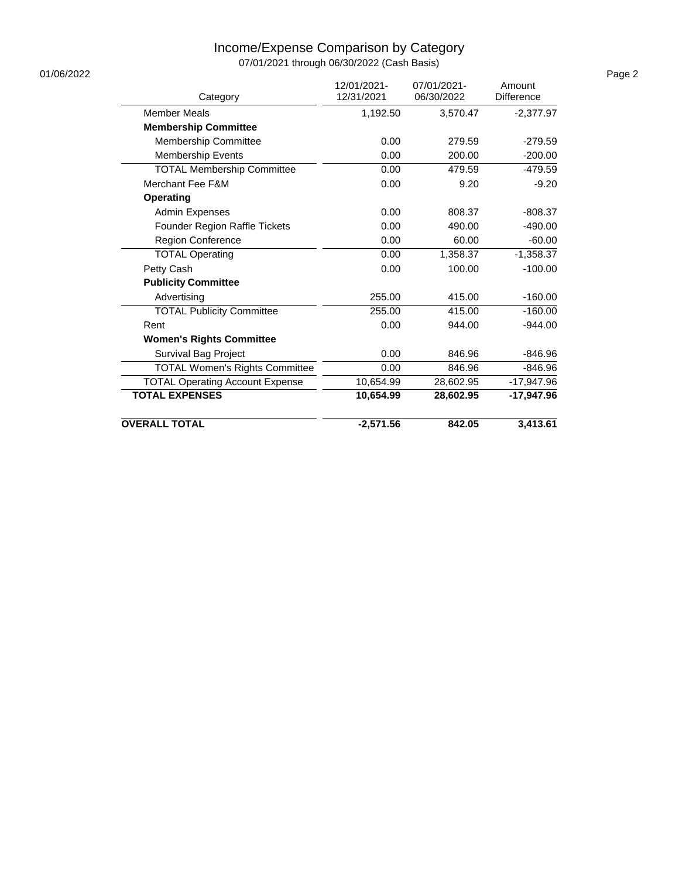# Income/Expense Comparison by Category

07/01/2021 through 06/30/2022 (Cash Basis)

| Category | 12/01/2021-12/31/2021 | 07/01/2021-06/30/2022 | Amount Difference |
|---|---|---|---|
| Member Meals | 1,192.50 | 3,570.47 | -2,377.97 |
| **Membership Committee** | | | |
| Membership Committee | 0.00 | 279.59 | -279.59 |
| Membership Events | 0.00 | 200.00 | -200.00 |
| TOTAL Membership Committee | 0.00 | 479.59 | -479.59 |
| Merchant Fee F&M | 0.00 | 9.20 | -9.20 |
| **Operating** | | | |
| Admin Expenses | 0.00 | 808.37 | -808.37 |
| Founder Region Raffle Tickets | 0.00 | 490.00 | -490.00 |
| Region Conference | 0.00 | 60.00 | -60.00 |
| TOTAL Operating | 0.00 | 1,358.37 | -1,358.37 |
| Petty Cash | 0.00 | 100.00 | -100.00 |
| **Publicity Committee** | | | |
| Advertising | 255.00 | 415.00 | -160.00 |
| TOTAL Publicity Committee | 255.00 | 415.00 | -160.00 |
| Rent | 0.00 | 944.00 | -944.00 |
| **Women's Rights Committee** | | | |
| Survival Bag Project | 0.00 | 846.96 | -846.96 |
| TOTAL Women's Rights Committee | 0.00 | 846.96 | -846.96 |
| TOTAL Operating Account Expense | 10,654.99 | 28,602.95 | -17,947.96 |
| **TOTAL EXPENSES** | **10,654.99** | **28,602.95** | **-17,947.96** |
| **OVERALL TOTAL** | **-2,571.56** | **842.05** | **3,413.61** |